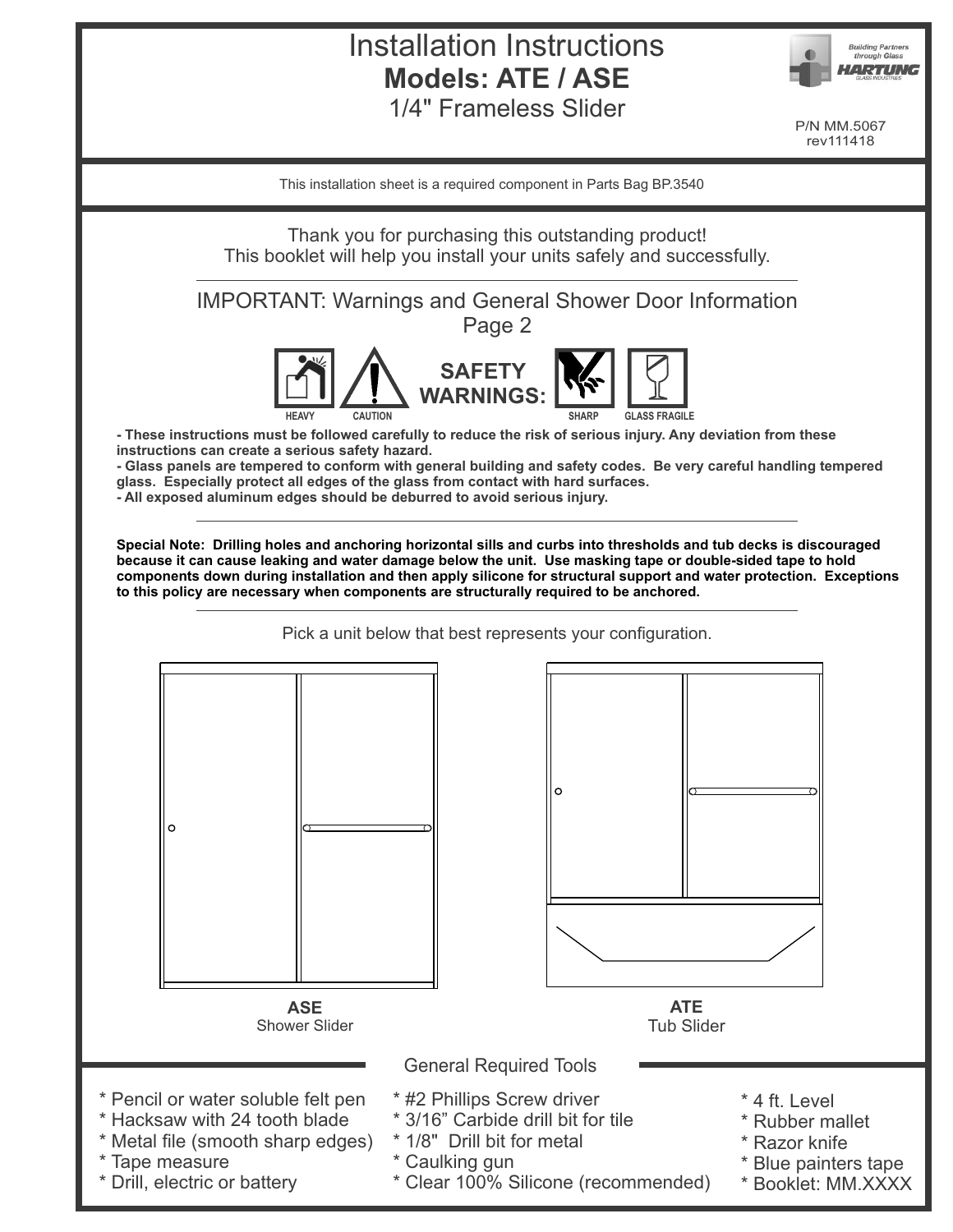# Installation Instructions

## Models: ATE / ASE

1/4" Frameless Slider

Building Partners through Glass
HARTUNG GLASS INDUSTRIES

P/N MM.5067
rev111418

This installation sheet is a required component in Parts Bag BP.3540

Thank you for purchasing this outstanding product!
This booklet will help you install your units safely and successfully.

IMPORTANT: Warnings and General Shower Door Information
Page 2

**SAFETY WARNINGS:** HEAVY CAUTION SHARP GLASS FRAGILE

**- These instructions must be followed carefully to reduce the risk of serious injury. Any deviation from these instructions can create a serious safety hazard.**
**- Glass panels are tempered to conform with general building and safety codes. Be very careful handling tempered glass. Especially protect all edges of the glass from contact with hard surfaces.**
**- All exposed aluminum edges should be deburred to avoid serious injury.**

**Special Note: Drilling holes and anchoring horizontal sills and curbs into thresholds and tub decks is discouraged because it can cause leaking and water damage below the unit. Use masking tape or double-sided tape to hold components down during installation and then apply silicone for structural support and water protection. Exceptions to this policy are necessary when components are structurally required to be anchored.**

Pick a unit below that best represents your configuration.

**ASE**
Shower Slider

**ATE**
Tub Slider

General Required Tools

* Pencil or water soluble felt pen
* Hacksaw with 24 tooth blade
* Metal file (smooth sharp edges)
* Tape measure
* Drill, electric or battery
* #2 Phillips Screw driver
* 3/16" Carbide drill bit for tile
* 1/8" Drill bit for metal
* Caulking gun
* Clear 100% Silicone (recommended)
* 4 ft. Level
* Rubber mallet
* Razor knife
* Blue painters tape
* Booklet: MM.XXXX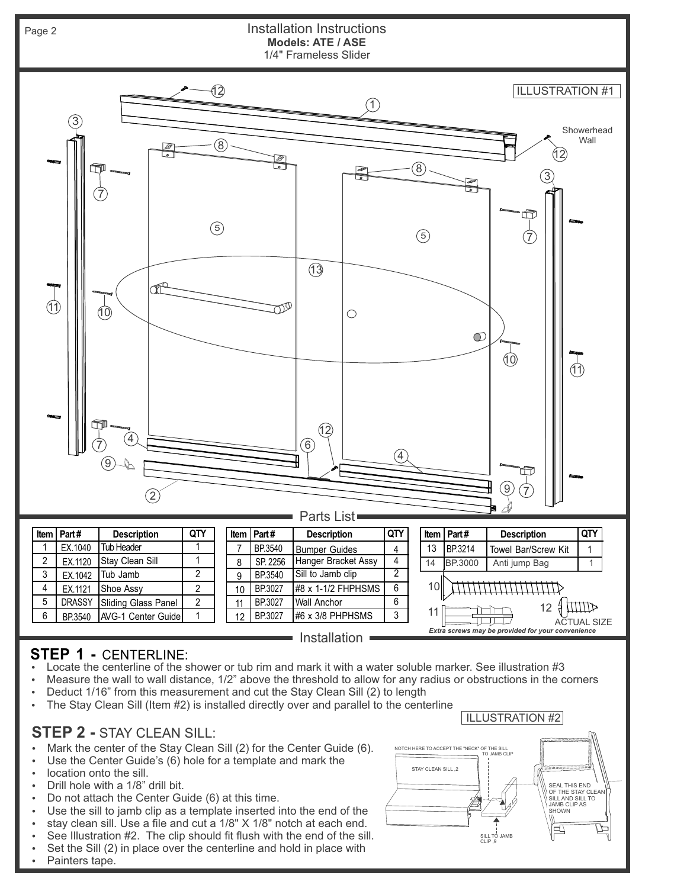# Installation Instructions

**Models: ATE / ASE**

1/4" Frameless Slider

ILLUSTRATION #1

Showerhead Wall

## Parts List

| Item | Part # | Description | QTY |
|---|---|---|---|
| 1 | EX.1040 | Tub Header | 1 |
| 2 | EX.1120 | Stay Clean Sill | 1 |
| 3 | EX.1042 | Tub Jamb | 2 |
| 4 | EX.1121 | Shoe Assy | 2 |
| 5 | DRASSY | Sliding Glass Panel | 2 |
| 6 | BP.3540 | AVG-1 Center Guide | 1 |
| 7 | BP.3540 | Bumper Guides | 4 |
| 8 | SP. 2256 | Hanger Bracket Assy | 4 |
| 9 | BP.3540 | Sill to Jamb clip | 2 |
| 10 | BP.3027 | #8 x 1-1/2 FHPHSMS | 6 |
| 11 | BP.3027 | Wall Anchor | 6 |
| 12 | BP.3027 | #6 x 3/8 PHPHSMS | 3 |
| 13 | BP.3214 | Towel Bar/Screw Kit | 1 |
| 14 | BP.3000 | Anti jump Bag | 1 |

ACTUAL SIZE

*Extra screws may be provided for your convenience*

## Installation

### STEP 1 - CENTERLINE:

- Locate the centerline of the shower or tub rim and mark it with a water soluble marker. See illustration #3
- Measure the wall to wall distance, 1/2" above the threshold to allow for any radius or obstructions in the corners
- Deduct 1/16" from this measurement and cut the Stay Clean Sill (2) to length
- The Stay Clean Sill (Item #2) is installed directly over and parallel to the centerline

### STEP 2 - STAY CLEAN SILL:

- Mark the center of the Stay Clean Sill (2) for the Center Guide (6).
- Use the Center Guide's (6) hole for a template and mark the
- location onto the sill.
- Drill hole with a 1/8" drill bit.
- Do not attach the Center Guide (6) at this time.
- Use the sill to jamb clip as a template inserted into the end of the
- stay clean sill. Use a file and cut a 1/8" X 1/8" notch at each end.
- See Illustration #2. The clip should fit flush with the end of the sill.
- Set the Sill (2) in place over the centerline and hold in place with
- Painters tape.

ILLUSTRATION #2

NOTCH HERE TO ACCEPT THE "NECK" OF THE SILL TO JAMB CLIP

STAY CLEAN SILL ,2

SILL TO JAMB CLIP ,9

SEAL THIS END OF THE STAY CLEAN SILL AND SILL TO JAMB CLIP AS SHOWN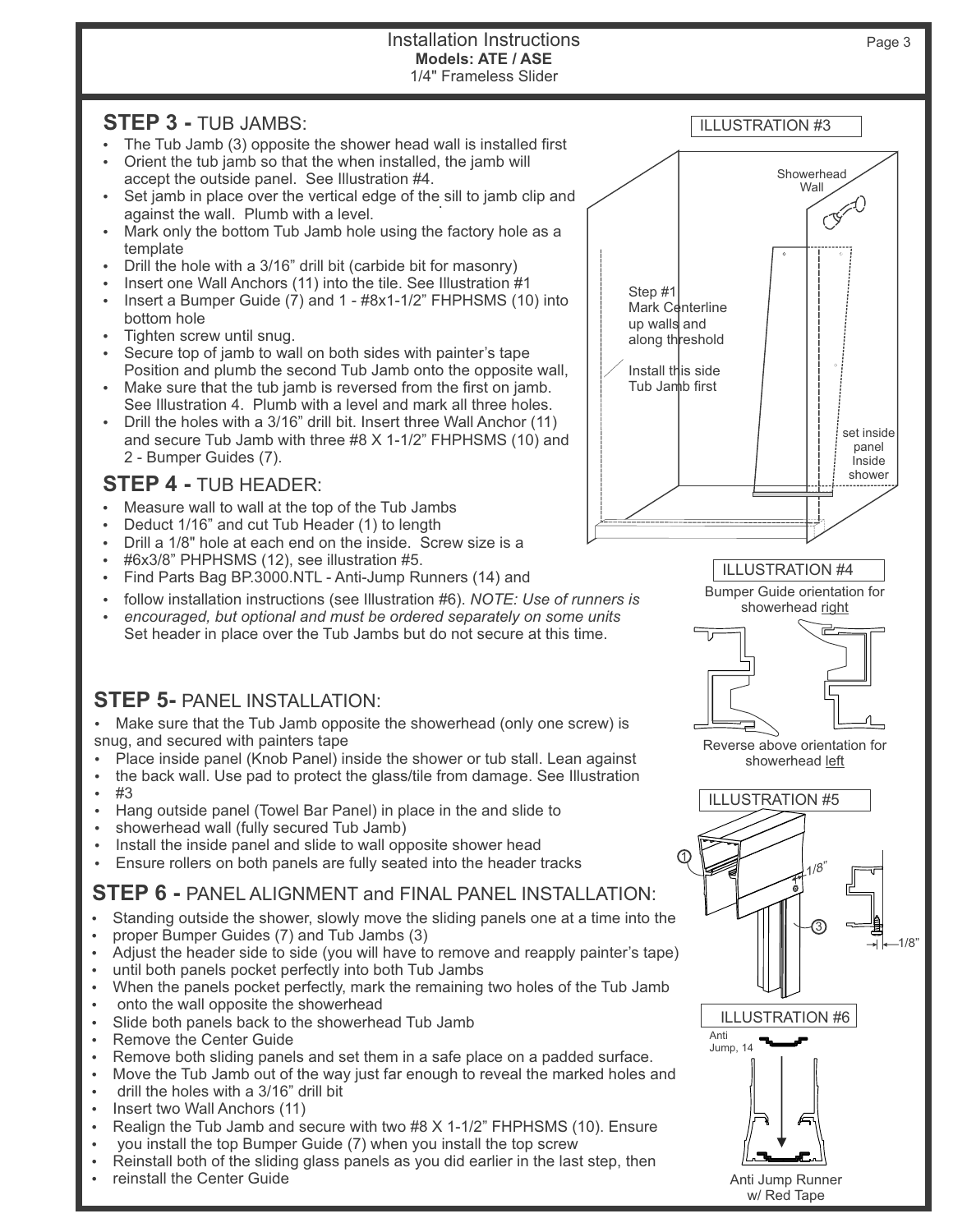# Installation Instructions
**Models: ATE / ASE**
1/4" Frameless Slider

## STEP 3 - TUB JAMBS:

- The Tub Jamb (3) opposite the shower head wall is installed first
- Orient the tub jamb so that the when installed, the jamb will accept the outside panel. See Illustration #4.
- Set jamb in place over the vertical edge of the sill to jamb clip and against the wall. Plumb with a level.
- Mark only the bottom Tub Jamb hole using the factory hole as a template
- Drill the hole with a 3/16" drill bit (carbide bit for masonry)
- Insert one Wall Anchors (11) into the tile. See Illustration #1
- Insert a Bumper Guide (7) and 1 - #8x1-1/2" FHPHSMS (10) into bottom hole
- Tighten screw until snug.
- Secure top of jamb to wall on both sides with painter's tape Position and plumb the second Tub Jamb onto the opposite wall,
- Make sure that the tub jamb is reversed from the first on jamb. See Illustration 4. Plumb with a level and mark all three holes.
- Drill the holes with a 3/16" drill bit. Insert three Wall Anchor (11) and secure Tub Jamb with three #8 X 1-1/2" FHPHSMS (10) and 2 - Bumper Guides (7).

ILLUSTRATION #3

Showerhead Wall

Step #1 Mark Centerline up walls and along threshold

Install this side Tub Jamb first

set inside panel Inside shower

## STEP 4 - TUB HEADER:

- Measure wall to wall at the top of the Tub Jambs
- Deduct 1/16" and cut Tub Header (1) to length
- Drill a 1/8" hole at each end on the inside. Screw size is a
- #6x3/8" PHPHSMS (12), see illustration #5.
- Find Parts Bag BP.3000.NTL - Anti-Jump Runners (14) and
- follow installation instructions (see Illustration #6). *NOTE: Use of runners is*
- *encouraged, but optional and must be ordered separately on some units* Set header in place over the Tub Jambs but do not secure at this time.

ILLUSTRATION #4

Bumper Guide orientation for showerhead right

Reverse above orientation for showerhead left

## STEP 5- PANEL INSTALLATION:

- Make sure that the Tub Jamb opposite the showerhead (only one screw) is snug, and secured with painters tape
- Place inside panel (Knob Panel) inside the shower or tub stall. Lean against
- the back wall. Use pad to protect the glass/tile from damage. See Illustration
- #3
- Hang outside panel (Towel Bar Panel) in place in the and slide to
- showerhead wall (fully secured Tub Jamb)
- Install the inside panel and slide to wall opposite shower head
- Ensure rollers on both panels are fully seated into the header tracks

ILLUSTRATION #5

1/8"

1/8"

## STEP 6 - PANEL ALIGNMENT and FINAL PANEL INSTALLATION:

- Standing outside the shower, slowly move the sliding panels one at a time into the
- proper Bumper Guides (7) and Tub Jambs (3)
- Adjust the header side to side (you will have to remove and reapply painter's tape)
- until both panels pocket perfectly into both Tub Jambs
- When the panels pocket perfectly, mark the remaining two holes of the Tub Jamb
- onto the wall opposite the showerhead
- Slide both panels back to the showerhead Tub Jamb
- Remove the Center Guide
- Remove both sliding panels and set them in a safe place on a padded surface.
- Move the Tub Jamb out of the way just far enough to reveal the marked holes and
- drill the holes with a 3/16" drill bit
- Insert two Wall Anchors (11)
- Realign the Tub Jamb and secure with two #8 X 1-1/2" FHPHSMS (10). Ensure
- you install the top Bumper Guide (7) when you install the top screw
- Reinstall both of the sliding glass panels as you did earlier in the last step, then
- reinstall the Center Guide

ILLUSTRATION #6

Anti Jump, 14

Anti Jump Runner w/ Red Tape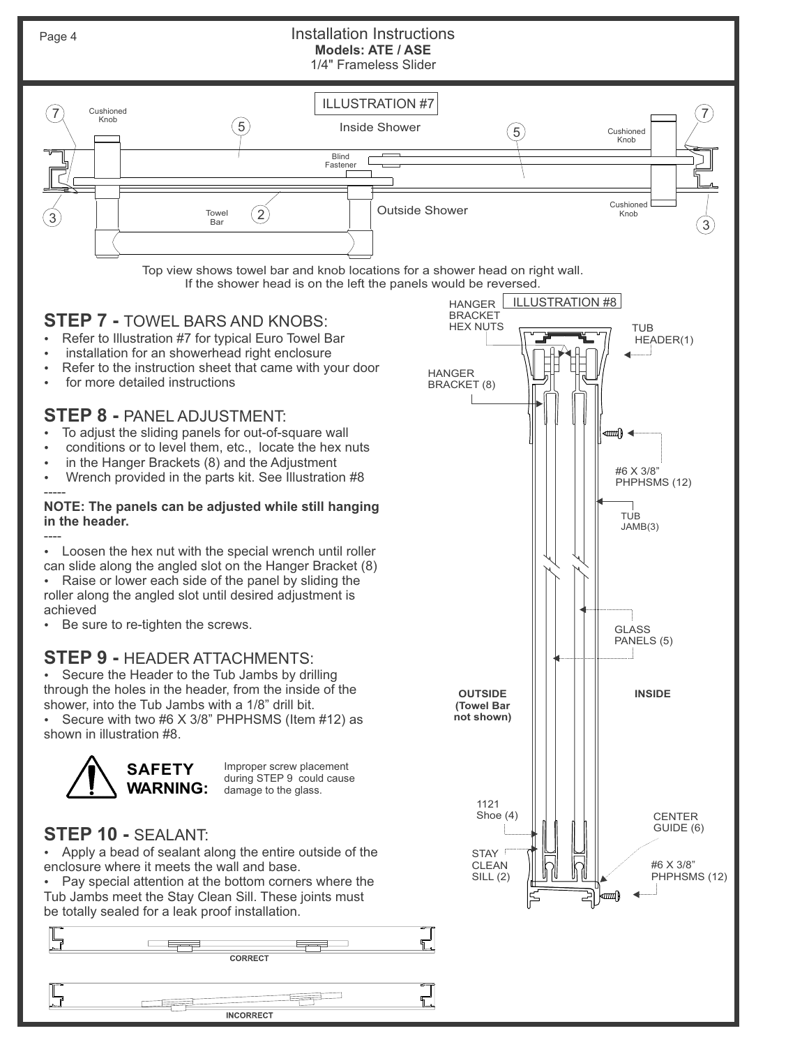# Installation Instructions
**Models: ATE / ASE**
1/4" Frameless Slider

ILLUSTRATION #7

Inside Shower

Cushioned Knob

Blind Fastener

Towel Bar

Outside Shower

7 5 5 7 3 2 3

Top view shows towel bar and knob locations for a shower head on right wall.
If the shower head is on the left the panels would be reversed.

ILLUSTRATION #8

HANGER BRACKET HEX NUTS

TUB HEADER(1)

HANGER BRACKET (8)

#6 X 3/8" PHPHSMS (12)

TUB JAMB(3)

GLASS PANELS (5)

**OUTSIDE (Towel Bar not shown)**

**INSIDE**

1121 Shoe (4)

CENTER GUIDE (6)

STAY CLEAN SILL (2)

#6 X 3/8" PHPHSMS (12)

## STEP 7 - TOWEL BARS AND KNOBS:

- Refer to Illustration #7 for typical Euro Towel Bar
- installation for an showerhead right enclosure
- Refer to the instruction sheet that came with your door
- for more detailed instructions

## STEP 8 - PANEL ADJUSTMENT:

- To adjust the sliding panels for out-of-square wall
- conditions or to level them, etc., locate the hex nuts
- in the Hanger Brackets (8) and the Adjustment
- Wrench provided in the parts kit. See Illustration #8

-----

**NOTE: The panels can be adjusted while still hanging in the header.**

----

- Loosen the hex nut with the special wrench until roller can slide along the angled slot on the Hanger Bracket (8)
- Raise or lower each side of the panel by sliding the roller along the angled slot until desired adjustment is achieved
- Be sure to re-tighten the screws.

## STEP 9 - HEADER ATTACHMENTS:

- Secure the Header to the Tub Jambs by drilling through the holes in the header, from the inside of the shower, into the Tub Jambs with a 1/8" drill bit.
- Secure with two #6 X 3/8" PHPHSMS (Item #12) as shown in illustration #8.

**SAFETY WARNING:** Improper screw placement during STEP 9 could cause damage to the glass.

## STEP 10 - SEALANT:

- Apply a bead of sealant along the entire outside of the enclosure where it meets the wall and base.
- Pay special attention at the bottom corners where the Tub Jambs meet the Stay Clean Sill. These joints must be totally sealed for a leak proof installation.

CORRECT

INCORRECT